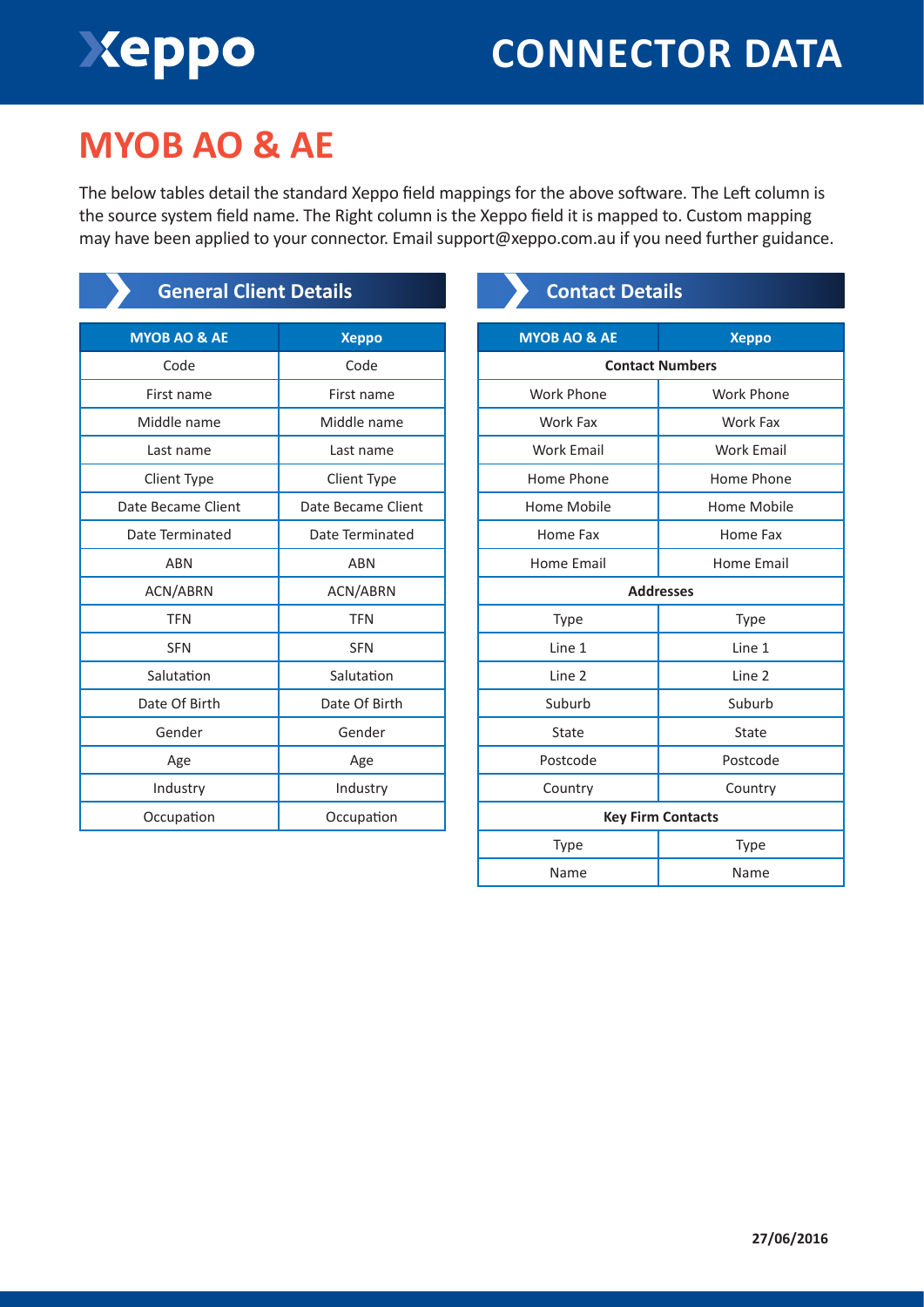# CONNECTOR DATA

## MYOB AO & AE

The below tables detail the standard Xeppo field mappings for the above software. The Left column is the source system field name. The Right column is the Xeppo field it is mapped to. Custom mapping may have been applied to your connector. Email support@xeppo.com.au if you need further guidance.

### General Client Details

| MYOB AO & AE | Xeppo |
|---|---|
| Code | Code |
| First name | First name |
| Middle name | Middle name |
| Last name | Last name |
| Client Type | Client Type |
| Date Became Client | Date Became Client |
| Date Terminated | Date Terminated |
| ABN | ABN |
| ACN/ABRN | ACN/ABRN |
| TFN | TFN |
| SFN | SFN |
| Salutation | Salutation |
| Date Of Birth | Date Of Birth |
| Gender | Gender |
| Age | Age |
| Industry | Industry |
| Occupation | Occupation |

### Contact Details

| MYOB AO & AE | Xeppo |
|---|---|
| **Contact Numbers** | |
| Work Phone | Work Phone |
| Work Fax | Work Fax |
| Work Email | Work Email |
| Home Phone | Home Phone |
| Home Mobile | Home Mobile |
| Home Fax | Home Fax |
| Home Email | Home Email |
| **Addresses** | |
| Type | Type |
| Line 1 | Line 1 |
| Line 2 | Line 2 |
| Suburb | Suburb |
| State | State |
| Postcode | Postcode |
| Country | Country |
| **Key Firm Contacts** | |
| Type | Type |
| Name | Name |

**27/06/2016**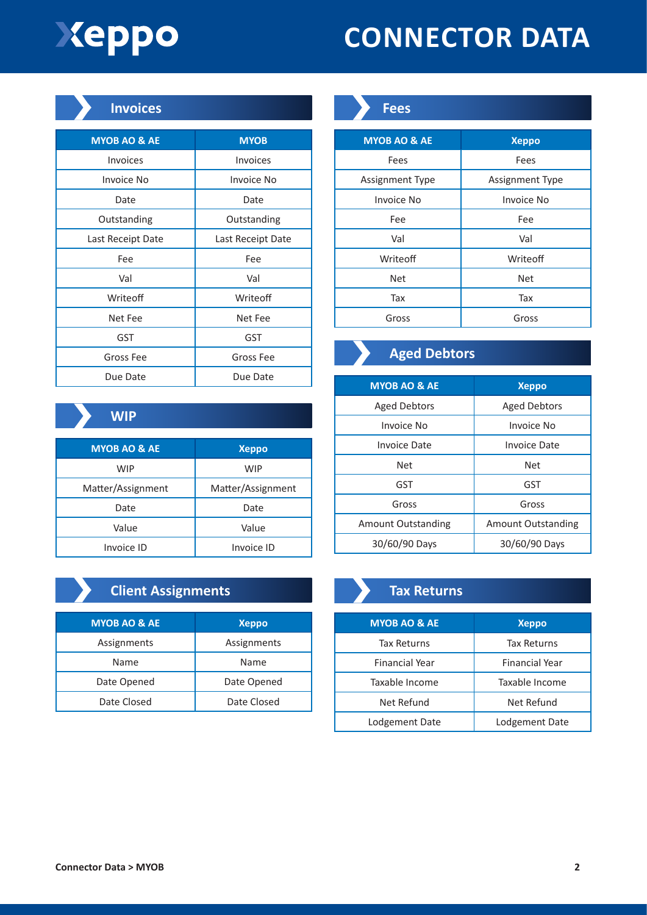# CONNECTOR DATA

## Invoices

| MYOB AO & AE | MYOB |
| --- | --- |
| Invoices | Invoices |
| Invoice No | Invoice No |
| Date | Date |
| Outstanding | Outstanding |
| Last Receipt Date | Last Receipt Date |
| Fee | Fee |
| Val | Val |
| Writeoff | Writeoff |
| Net Fee | Net Fee |
| GST | GST |
| Gross Fee | Gross Fee |
| Due Date | Due Date |

## WIP

| MYOB AO & AE | Xeppo |
| --- | --- |
| WIP | WIP |
| Matter/Assignment | Matter/Assignment |
| Date | Date |
| Value | Value |
| Invoice ID | Invoice ID |

## Client Assignments

| MYOB AO & AE | Xeppo |
| --- | --- |
| Assignments | Assignments |
| Name | Name |
| Date Opened | Date Opened |
| Date Closed | Date Closed |

## Fees

| MYOB AO & AE | Xeppo |
| --- | --- |
| Fees | Fees |
| Assignment Type | Assignment Type |
| Invoice No | Invoice No |
| Fee | Fee |
| Val | Val |
| Writeoff | Writeoff |
| Net | Net |
| Tax | Tax |
| Gross | Gross |

## Aged Debtors

| MYOB AO & AE | Xeppo |
| --- | --- |
| Aged Debtors | Aged Debtors |
| Invoice No | Invoice No |
| Invoice Date | Invoice Date |
| Net | Net |
| GST | GST |
| Gross | Gross |
| Amount Outstanding | Amount Outstanding |
| 30/60/90 Days | 30/60/90 Days |

## Tax Returns

| MYOB AO & AE | Xeppo |
| --- | --- |
| Tax Returns | Tax Returns |
| Financial Year | Financial Year |
| Taxable Income | Taxable Income |
| Net Refund | Net Refund |
| Lodgement Date | Lodgement Date |